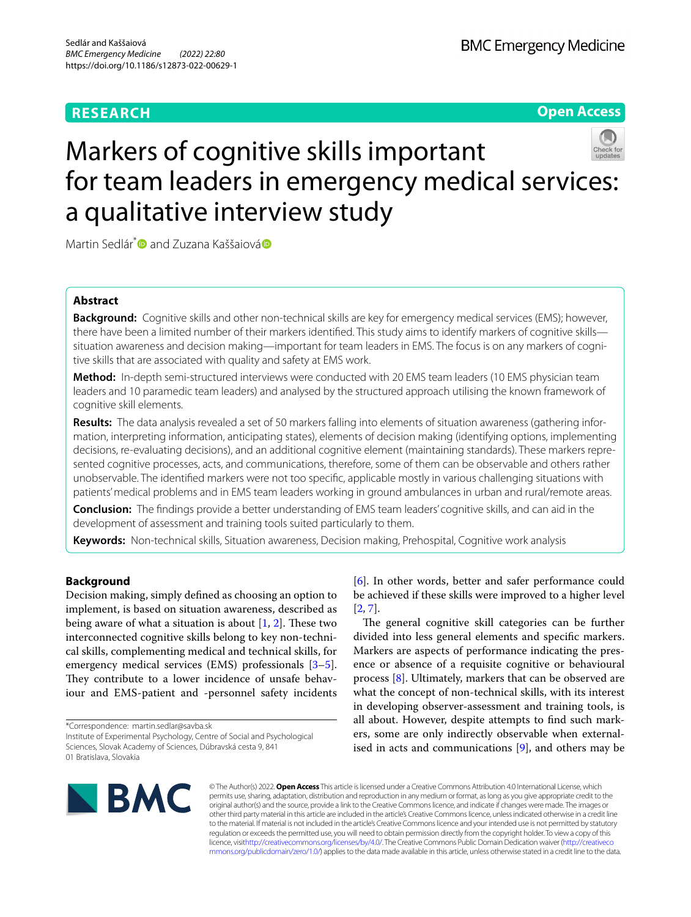RESEARCH

Open Access

# Markers of cognitive skills important for team leaders in emergency medical services: a qualitative interview study

Martin Sedlár* and Zuzana Kaššaiová

## Abstract

**Background:** Cognitive skills and other non-technical skills are key for emergency medical services (EMS); however, there have been a limited number of their markers identified. This study aims to identify markers of cognitive skills—situation awareness and decision making—important for team leaders in EMS. The focus is on any markers of cognitive skills that are associated with quality and safety at EMS work.

**Method:** In-depth semi-structured interviews were conducted with 20 EMS team leaders (10 EMS physician team leaders and 10 paramedic team leaders) and analysed by the structured approach utilising the known framework of cognitive skill elements.

**Results:** The data analysis revealed a set of 50 markers falling into elements of situation awareness (gathering information, interpreting information, anticipating states), elements of decision making (identifying options, implementing decisions, re-evaluating decisions), and an additional cognitive element (maintaining standards). These markers represented cognitive processes, acts, and communications, therefore, some of them can be observable and others rather unobservable. The identified markers were not too specific, applicable mostly in various challenging situations with patients' medical problems and in EMS team leaders working in ground ambulances in urban and rural/remote areas.

**Conclusion:** The findings provide a better understanding of EMS team leaders' cognitive skills, and can aid in the development of assessment and training tools suited particularly to them.

**Keywords:** Non-technical skills, Situation awareness, Decision making, Prehospital, Cognitive work analysis

## Background

Decision making, simply defined as choosing an option to implement, is based on situation awareness, described as being aware of what a situation is about [1, 2]. These two interconnected cognitive skills belong to key non-technical skills, complementing medical and technical skills, for emergency medical services (EMS) professionals [3–5]. They contribute to a lower incidence of unsafe behaviour and EMS-patient and -personnel safety incidents [6]. In other words, better and safer performance could be achieved if these skills were improved to a higher level [2, 7].

The general cognitive skill categories can be further divided into less general elements and specific markers. Markers are aspects of performance indicating the presence or absence of a requisite cognitive or behavioural process [8]. Ultimately, markers that can be observed are what the concept of non-technical skills, with its interest in developing observer-assessment and training tools, is all about. However, despite attempts to find such markers, some are only indirectly observable when externalised in acts and communications [9], and others may be

*Correspondence: martin.sedlar@savba.sk
Institute of Experimental Psychology, Centre of Social and Psychological Sciences, Slovak Academy of Sciences, Dúbravská cesta 9, 841 01 Bratislava, Slovakia

© The Author(s) 2022. **Open Access** This article is licensed under a Creative Commons Attribution 4.0 International License, which permits use, sharing, adaptation, distribution and reproduction in any medium or format, as long as you give appropriate credit to the original author(s) and the source, provide a link to the Creative Commons licence, and indicate if changes were made. The images or other third party material in this article are included in the article's Creative Commons licence, unless indicated otherwise in a credit line to the material. If material is not included in the article's Creative Commons licence and your intended use is not permitted by statutory regulation or exceeds the permitted use, you will need to obtain permission directly from the copyright holder. To view a copy of this licence, visit http://creativecommons.org/licenses/by/4.0/. The Creative Commons Public Domain Dedication waiver (http://creativecommons.org/publicdomain/zero/1.0/) applies to the data made available in this article, unless otherwise stated in a credit line to the data.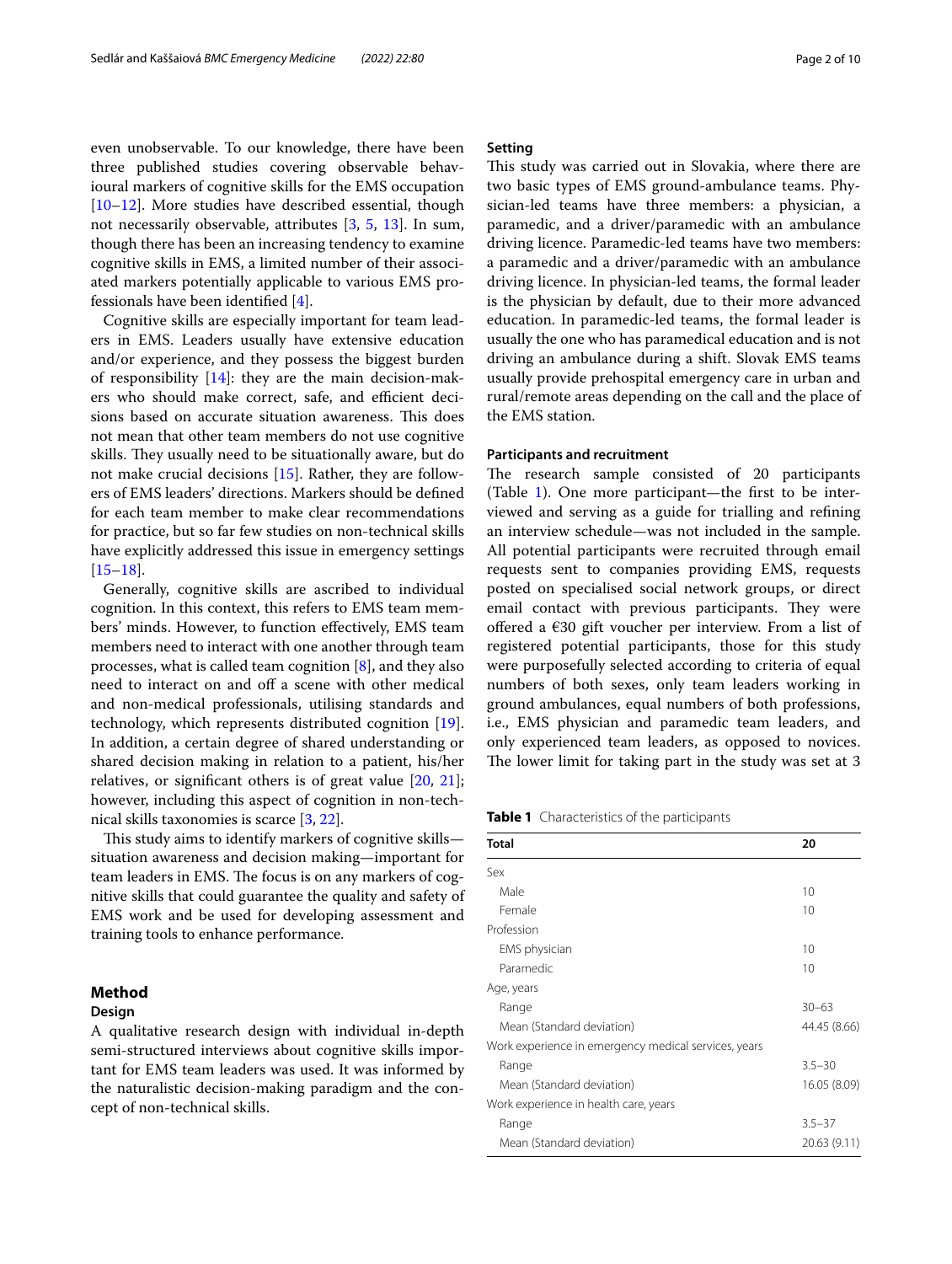even unobservable. To our knowledge, there have been three published studies covering observable behavioural markers of cognitive skills for the EMS occupation [10–12]. More studies have described essential, though not necessarily observable, attributes [3, 5, 13]. In sum, though there has been an increasing tendency to examine cognitive skills in EMS, a limited number of their associated markers potentially applicable to various EMS professionals have been identified [4].

Cognitive skills are especially important for team leaders in EMS. Leaders usually have extensive education and/or experience, and they possess the biggest burden of responsibility [14]: they are the main decision-makers who should make correct, safe, and efficient decisions based on accurate situation awareness. This does not mean that other team members do not use cognitive skills. They usually need to be situationally aware, but do not make crucial decisions [15]. Rather, they are followers of EMS leaders' directions. Markers should be defined for each team member to make clear recommendations for practice, but so far few studies on non-technical skills have explicitly addressed this issue in emergency settings [15–18].

Generally, cognitive skills are ascribed to individual cognition. In this context, this refers to EMS team members' minds. However, to function effectively, EMS team members need to interact with one another through team processes, what is called team cognition [8], and they also need to interact on and off a scene with other medical and non-medical professionals, utilising standards and technology, which represents distributed cognition [19]. In addition, a certain degree of shared understanding or shared decision making in relation to a patient, his/her relatives, or significant others is of great value [20, 21]; however, including this aspect of cognition in non-technical skills taxonomies is scarce [3, 22].

This study aims to identify markers of cognitive skills—situation awareness and decision making—important for team leaders in EMS. The focus is on any markers of cognitive skills that could guarantee the quality and safety of EMS work and be used for developing assessment and training tools to enhance performance.

## Method

### Design

A qualitative research design with individual in-depth semi-structured interviews about cognitive skills important for EMS team leaders was used. It was informed by the naturalistic decision-making paradigm and the concept of non-technical skills.

### Setting

This study was carried out in Slovakia, where there are two basic types of EMS ground-ambulance teams. Physician-led teams have three members: a physician, a paramedic, and a driver/paramedic with an ambulance driving licence. Paramedic-led teams have two members: a paramedic and a driver/paramedic with an ambulance driving licence. In physician-led teams, the formal leader is the physician by default, due to their more advanced education. In paramedic-led teams, the formal leader is usually the one who has paramedical education and is not driving an ambulance during a shift. Slovak EMS teams usually provide prehospital emergency care in urban and rural/remote areas depending on the call and the place of the EMS station.

### Participants and recruitment

The research sample consisted of 20 participants (Table 1). One more participant—the first to be interviewed and serving as a guide for trialling and refining an interview schedule—was not included in the sample. All potential participants were recruited through email requests sent to companies providing EMS, requests posted on specialised social network groups, or direct email contact with previous participants. They were offered a €30 gift voucher per interview. From a list of registered potential participants, those for this study were purposefully selected according to criteria of equal numbers of both sexes, only team leaders working in ground ambulances, equal numbers of both professions, i.e., EMS physician and paramedic team leaders, and only experienced team leaders, as opposed to novices. The lower limit for taking part in the study was set at 3

**Table 1** Characteristics of the participants

| Total | 20 |
|---|---|
| Sex | |
| Male | 10 |
| Female | 10 |
| Profession | |
| EMS physician | 10 |
| Paramedic | 10 |
| Age, years | |
| Range | 30–63 |
| Mean (Standard deviation) | 44.45 (8.66) |
| Work experience in emergency medical services, years | |
| Range | 3.5–30 |
| Mean (Standard deviation) | 16.05 (8.09) |
| Work experience in health care, years | |
| Range | 3.5–37 |
| Mean (Standard deviation) | 20.63 (9.11) |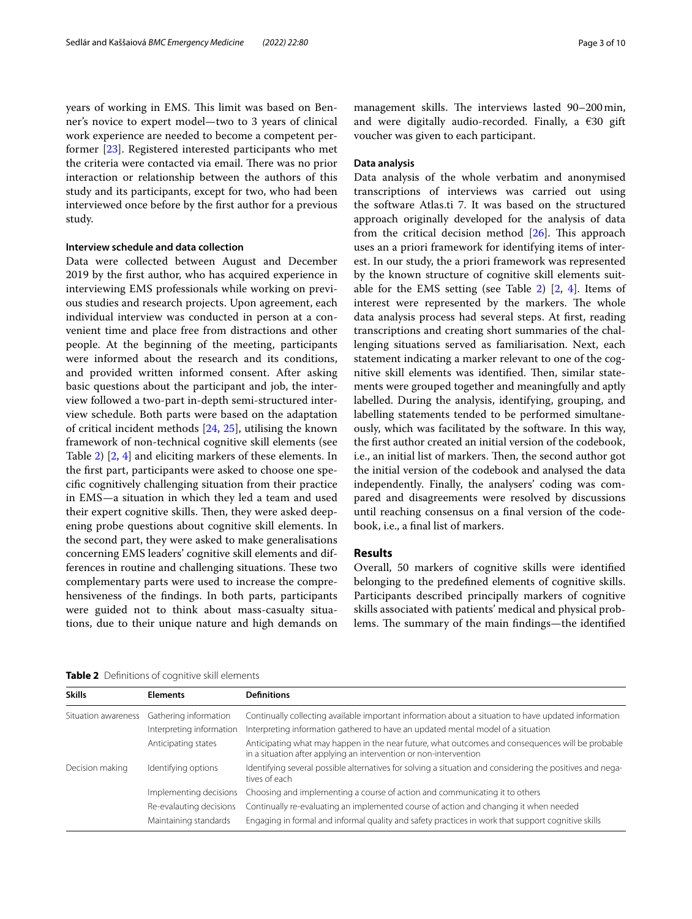years of working in EMS. This limit was based on Benner's novice to expert model—two to 3 years of clinical work experience are needed to become a competent performer [23]. Registered interested participants who met the criteria were contacted via email. There was no prior interaction or relationship between the authors of this study and its participants, except for two, who had been interviewed once before by the first author for a previous study.

### Interview schedule and data collection

Data were collected between August and December 2019 by the first author, who has acquired experience in interviewing EMS professionals while working on previous studies and research projects. Upon agreement, each individual interview was conducted in person at a convenient time and place free from distractions and other people. At the beginning of the meeting, participants were informed about the research and its conditions, and provided written informed consent. After asking basic questions about the participant and job, the interview followed a two-part in-depth semi-structured interview schedule. Both parts were based on the adaptation of critical incident methods [24, 25], utilising the known framework of non-technical cognitive skill elements (see Table 2) [2, 4] and eliciting markers of these elements. In the first part, participants were asked to choose one specific cognitively challenging situation from their practice in EMS—a situation in which they led a team and used their expert cognitive skills. Then, they were asked deepening probe questions about cognitive skill elements. In the second part, they were asked to make generalisations concerning EMS leaders' cognitive skill elements and differences in routine and challenging situations. These two complementary parts were used to increase the comprehensiveness of the findings. In both parts, participants were guided not to think about mass-casualty situations, due to their unique nature and high demands on management skills. The interviews lasted 90–200 min, and were digitally audio-recorded. Finally, a €30 gift voucher was given to each participant.

### Data analysis

Data analysis of the whole verbatim and anonymised transcriptions of interviews was carried out using the software Atlas.ti 7. It was based on the structured approach originally developed for the analysis of data from the critical decision method [26]. This approach uses an a priori framework for identifying items of interest. In our study, the a priori framework was represented by the known structure of cognitive skill elements suitable for the EMS setting (see Table 2) [2, 4]. Items of interest were represented by the markers. The whole data analysis process had several steps. At first, reading transcriptions and creating short summaries of the challenging situations served as familiarisation. Next, each statement indicating a marker relevant to one of the cognitive skill elements was identified. Then, similar statements were grouped together and meaningfully and aptly labelled. During the analysis, identifying, grouping, and labelling statements tended to be performed simultaneously, which was facilitated by the software. In this way, the first author created an initial version of the codebook, i.e., an initial list of markers. Then, the second author got the initial version of the codebook and analysed the data independently. Finally, the analysers' coding was compared and disagreements were resolved by discussions until reaching consensus on a final version of the codebook, i.e., a final list of markers.

## Results

Overall, 50 markers of cognitive skills were identified belonging to the predefined elements of cognitive skills. Participants described principally markers of cognitive skills associated with patients' medical and physical problems. The summary of the main findings—the identified

**Table 2** Definitions of cognitive skill elements

| Skills | Elements | Definitions |
|---|---|---|
| Situation awareness | Gathering information | Continually collecting available important information about a situation to have updated information |
| | Interpreting information | Interpreting information gathered to have an updated mental model of a situation |
| | Anticipating states | Anticipating what may happen in the near future, what outcomes and consequences will be probable in a situation after applying an intervention or non-intervention |
| Decision making | Identifying options | Identifying several possible alternatives for solving a situation and considering the positives and negatives of each |
| | Implementing decisions | Choosing and implementing a course of action and communicating it to others |
| | Re-evalauting decisions | Continually re-evaluating an implemented course of action and changing it when needed |
| | Maintaining standards | Engaging in formal and informal quality and safety practices in work that support cognitive skills |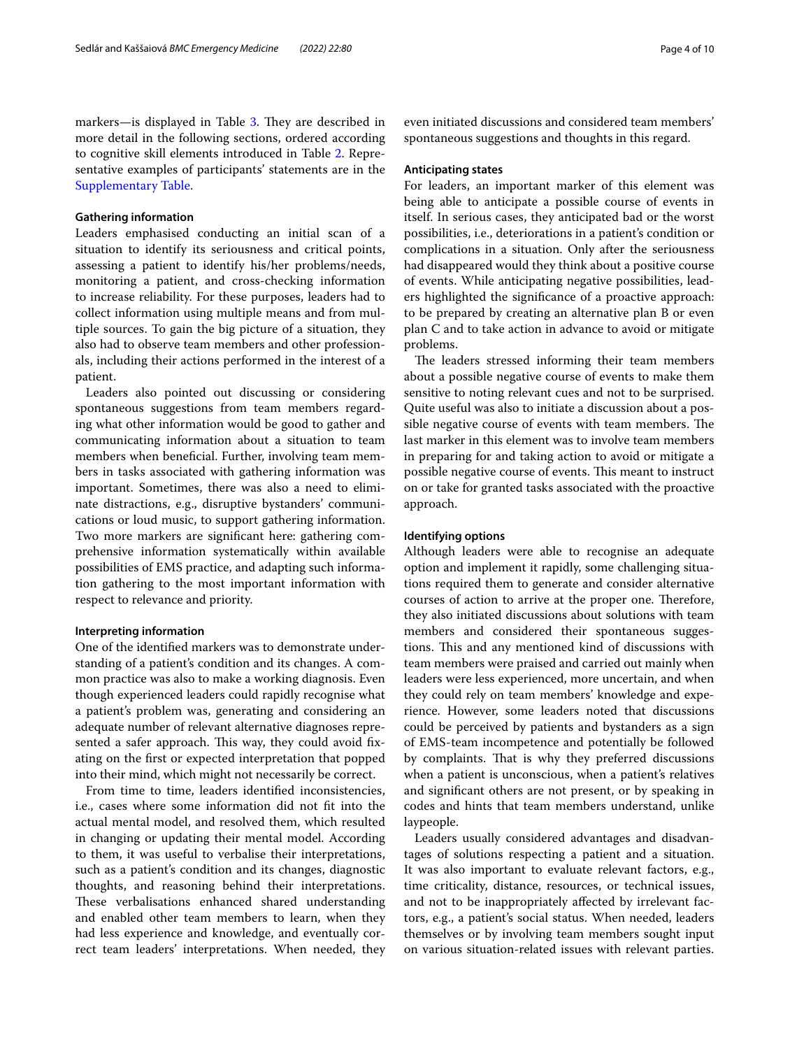markers—is displayed in Table 3. They are described in more detail in the following sections, ordered according to cognitive skill elements introduced in Table 2. Representative examples of participants' statements are in the Supplementary Table.

#### Gathering information

Leaders emphasised conducting an initial scan of a situation to identify its seriousness and critical points, assessing a patient to identify his/her problems/needs, monitoring a patient, and cross-checking information to increase reliability. For these purposes, leaders had to collect information using multiple means and from multiple sources. To gain the big picture of a situation, they also had to observe team members and other professionals, including their actions performed in the interest of a patient.

Leaders also pointed out discussing or considering spontaneous suggestions from team members regarding what other information would be good to gather and communicating information about a situation to team members when beneficial. Further, involving team members in tasks associated with gathering information was important. Sometimes, there was also a need to eliminate distractions, e.g., disruptive bystanders' communications or loud music, to support gathering information. Two more markers are significant here: gathering comprehensive information systematically within available possibilities of EMS practice, and adapting such information gathering to the most important information with respect to relevance and priority.

#### Interpreting information

One of the identified markers was to demonstrate understanding of a patient's condition and its changes. A common practice was also to make a working diagnosis. Even though experienced leaders could rapidly recognise what a patient's problem was, generating and considering an adequate number of relevant alternative diagnoses represented a safer approach. This way, they could avoid fixating on the first or expected interpretation that popped into their mind, which might not necessarily be correct.

From time to time, leaders identified inconsistencies, i.e., cases where some information did not fit into the actual mental model, and resolved them, which resulted in changing or updating their mental model. According to them, it was useful to verbalise their interpretations, such as a patient's condition and its changes, diagnostic thoughts, and reasoning behind their interpretations. These verbalisations enhanced shared understanding and enabled other team members to learn, when they had less experience and knowledge, and eventually correct team leaders' interpretations. When needed, they even initiated discussions and considered team members' spontaneous suggestions and thoughts in this regard.

#### Anticipating states

For leaders, an important marker of this element was being able to anticipate a possible course of events in itself. In serious cases, they anticipated bad or the worst possibilities, i.e., deteriorations in a patient's condition or complications in a situation. Only after the seriousness had disappeared would they think about a positive course of events. While anticipating negative possibilities, leaders highlighted the significance of a proactive approach: to be prepared by creating an alternative plan B or even plan C and to take action in advance to avoid or mitigate problems.

The leaders stressed informing their team members about a possible negative course of events to make them sensitive to noting relevant cues and not to be surprised. Quite useful was also to initiate a discussion about a possible negative course of events with team members. The last marker in this element was to involve team members in preparing for and taking action to avoid or mitigate a possible negative course of events. This meant to instruct on or take for granted tasks associated with the proactive approach.

#### Identifying options

Although leaders were able to recognise an adequate option and implement it rapidly, some challenging situations required them to generate and consider alternative courses of action to arrive at the proper one. Therefore, they also initiated discussions about solutions with team members and considered their spontaneous suggestions. This and any mentioned kind of discussions with team members were praised and carried out mainly when leaders were less experienced, more uncertain, and when they could rely on team members' knowledge and experience. However, some leaders noted that discussions could be perceived by patients and bystanders as a sign of EMS-team incompetence and potentially be followed by complaints. That is why they preferred discussions when a patient is unconscious, when a patient's relatives and significant others are not present, or by speaking in codes and hints that team members understand, unlike laypeople.

Leaders usually considered advantages and disadvantages of solutions respecting a patient and a situation. It was also important to evaluate relevant factors, e.g., time criticality, distance, resources, or technical issues, and not to be inappropriately affected by irrelevant factors, e.g., a patient's social status. When needed, leaders themselves or by involving team members sought input on various situation-related issues with relevant parties.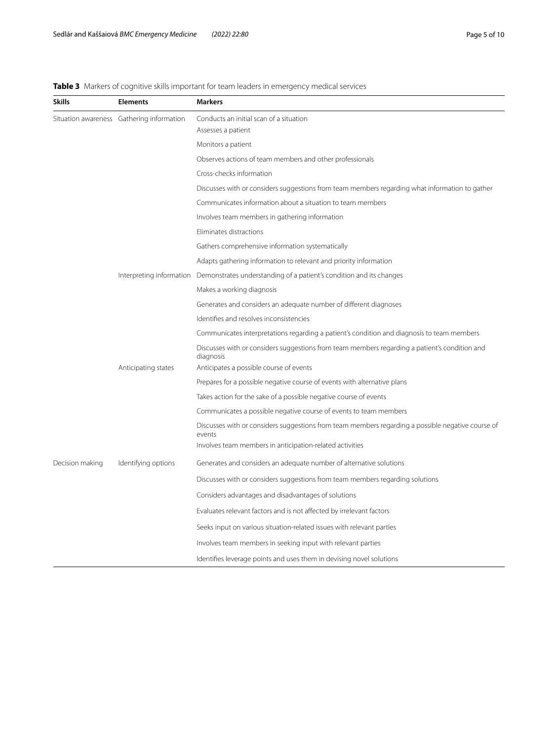**Table 3** Markers of cognitive skills important for team leaders in emergency medical services

| Skills | Elements | Markers |
|---|---|---|
| Situation awareness | Gathering information | Conducts an initial scan of a situation |
| | | Assesses a patient |
| | | Monitors a patient |
| | | Observes actions of team members and other professionals |
| | | Cross-checks information |
| | | Discusses with or considers suggestions from team members regarding what information to gather |
| | | Communicates information about a situation to team members |
| | | Involves team members in gathering information |
| | | Eliminates distractions |
| | | Gathers comprehensive information systematically |
| | | Adapts gathering information to relevant and priority information |
| | Interpreting information | Demonstrates understanding of a patient's condition and its changes |
| | | Makes a working diagnosis |
| | | Generates and considers an adequate number of different diagnoses |
| | | Identifies and resolves inconsistencies |
| | | Communicates interpretations regarding a patient's condition and diagnosis to team members |
| | | Discusses with or considers suggestions from team members regarding a patient's condition and diagnosis |
| | Anticipating states | Anticipates a possible course of events |
| | | Prepares for a possible negative course of events with alternative plans |
| | | Takes action for the sake of a possible negative course of events |
| | | Communicates a possible negative course of events to team members |
| | | Discusses with or considers suggestions from team members regarding a possible negative course of events |
| | | Involves team members in anticipation-related activities |
| Decision making | Identifying options | Generates and considers an adequate number of alternative solutions |
| | | Discusses with or considers suggestions from team members regarding solutions |
| | | Considers advantages and disadvantages of solutions |
| | | Evaluates relevant factors and is not affected by irrelevant factors |
| | | Seeks input on various situation-related issues with relevant parties |
| | | Involves team members in seeking input with relevant parties |
| | | Identifies leverage points and uses them in devising novel solutions |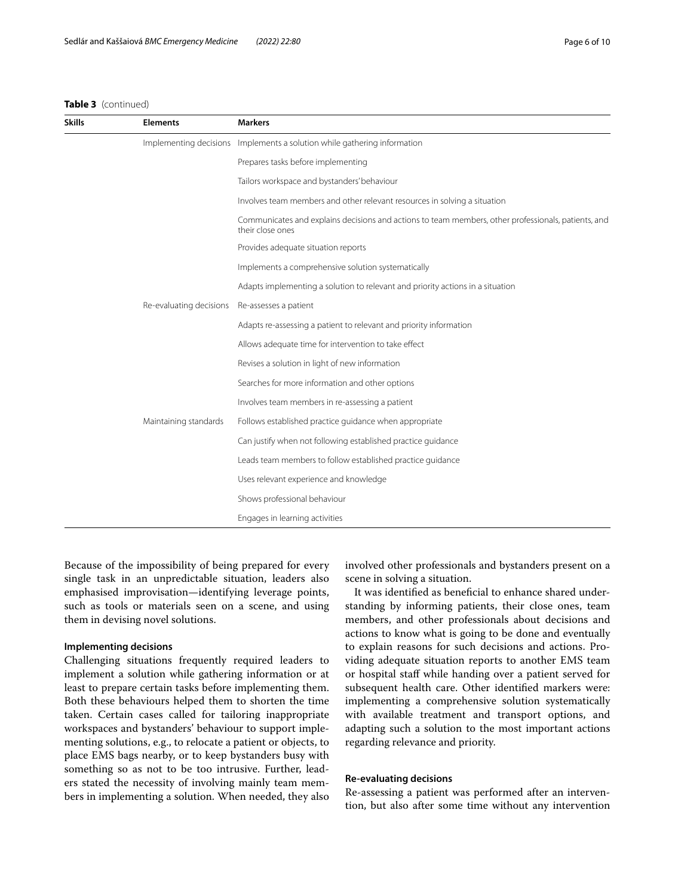**Table 3** (continued)

| Skills | Elements | Markers |
|---|---|---|
| | Implementing decisions | Implements a solution while gathering information |
| | | Prepares tasks before implementing |
| | | Tailors workspace and bystanders' behaviour |
| | | Involves team members and other relevant resources in solving a situation |
| | | Communicates and explains decisions and actions to team members, other professionals, patients, and their close ones |
| | | Provides adequate situation reports |
| | | Implements a comprehensive solution systematically |
| | | Adapts implementing a solution to relevant and priority actions in a situation |
| | Re-evaluating decisions | Re-assesses a patient |
| | | Adapts re-assessing a patient to relevant and priority information |
| | | Allows adequate time for intervention to take effect |
| | | Revises a solution in light of new information |
| | | Searches for more information and other options |
| | | Involves team members in re-assessing a patient |
| | Maintaining standards | Follows established practice guidance when appropriate |
| | | Can justify when not following established practice guidance |
| | | Leads team members to follow established practice guidance |
| | | Uses relevant experience and knowledge |
| | | Shows professional behaviour |
| | | Engages in learning activities |

Because of the impossibility of being prepared for every single task in an unpredictable situation, leaders also emphasised improvisation—identifying leverage points, such as tools or materials seen on a scene, and using them in devising novel solutions.

#### Implementing decisions

Challenging situations frequently required leaders to implement a solution while gathering information or at least to prepare certain tasks before implementing them. Both these behaviours helped them to shorten the time taken. Certain cases called for tailoring inappropriate workspaces and bystanders' behaviour to support implementing solutions, e.g., to relocate a patient or objects, to place EMS bags nearby, or to keep bystanders busy with something so as not to be too intrusive. Further, leaders stated the necessity of involving mainly team members in implementing a solution. When needed, they also involved other professionals and bystanders present on a scene in solving a situation.

It was identified as beneficial to enhance shared understanding by informing patients, their close ones, team members, and other professionals about decisions and actions to know what is going to be done and eventually to explain reasons for such decisions and actions. Providing adequate situation reports to another EMS team or hospital staff while handing over a patient served for subsequent health care. Other identified markers were: implementing a comprehensive solution systematically with available treatment and transport options, and adapting such a solution to the most important actions regarding relevance and priority.

#### Re-evaluating decisions

Re-assessing a patient was performed after an intervention, but also after some time without any intervention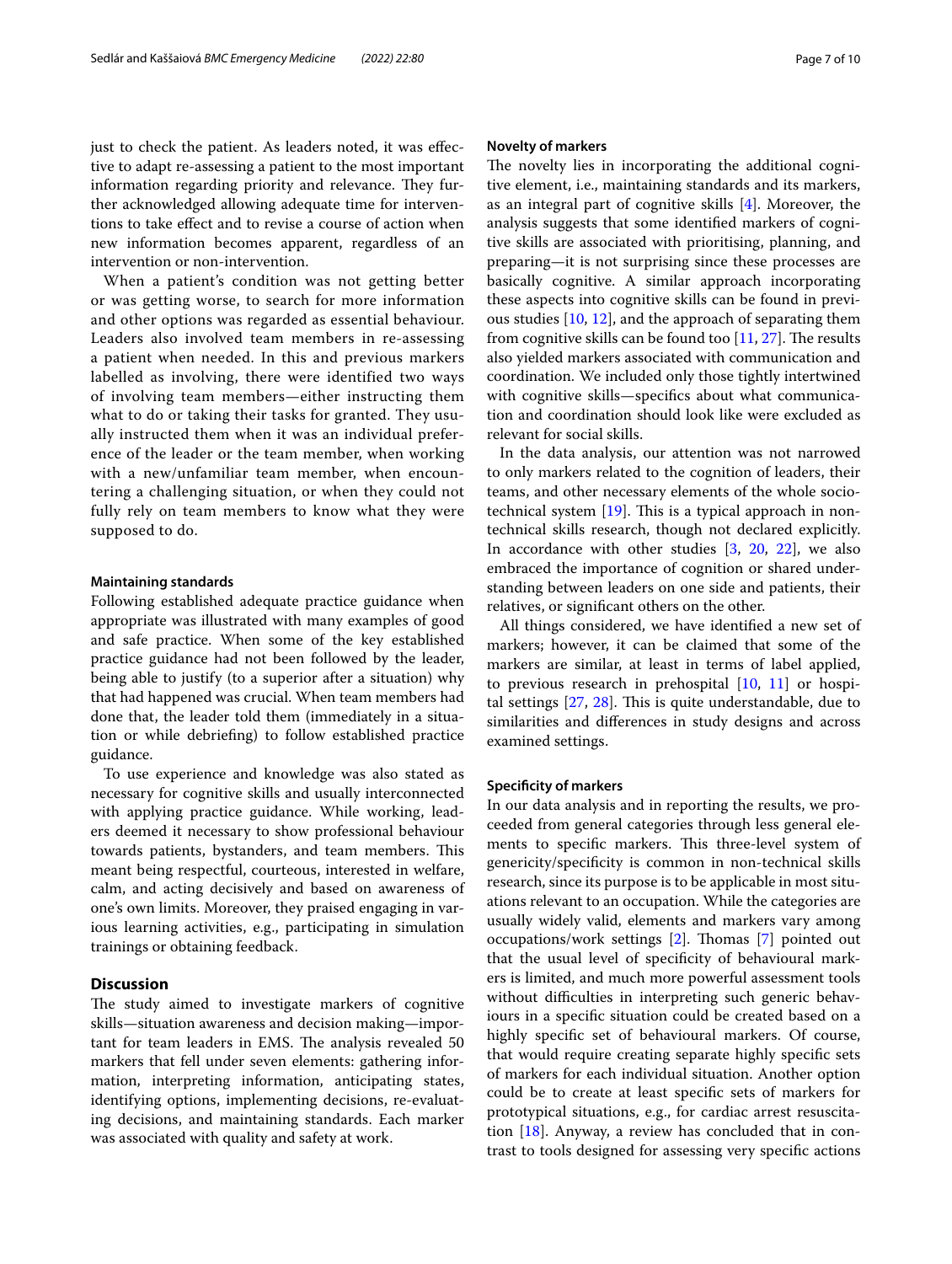just to check the patient. As leaders noted, it was effective to adapt re-assessing a patient to the most important information regarding priority and relevance. They further acknowledged allowing adequate time for interventions to take effect and to revise a course of action when new information becomes apparent, regardless of an intervention or non-intervention.

When a patient's condition was not getting better or was getting worse, to search for more information and other options was regarded as essential behaviour. Leaders also involved team members in re-assessing a patient when needed. In this and previous markers labelled as involving, there were identified two ways of involving team members—either instructing them what to do or taking their tasks for granted. They usually instructed them when it was an individual preference of the leader or the team member, when working with a new/unfamiliar team member, when encountering a challenging situation, or when they could not fully rely on team members to know what they were supposed to do.

#### Maintaining standards

Following established adequate practice guidance when appropriate was illustrated with many examples of good and safe practice. When some of the key established practice guidance had not been followed by the leader, being able to justify (to a superior after a situation) why that had happened was crucial. When team members had done that, the leader told them (immediately in a situation or while debriefing) to follow established practice guidance.

To use experience and knowledge was also stated as necessary for cognitive skills and usually interconnected with applying practice guidance. While working, leaders deemed it necessary to show professional behaviour towards patients, bystanders, and team members. This meant being respectful, courteous, interested in welfare, calm, and acting decisively and based on awareness of one's own limits. Moreover, they praised engaging in various learning activities, e.g., participating in simulation trainings or obtaining feedback.

## Discussion

The study aimed to investigate markers of cognitive skills—situation awareness and decision making—important for team leaders in EMS. The analysis revealed 50 markers that fell under seven elements: gathering information, interpreting information, anticipating states, identifying options, implementing decisions, re-evaluating decisions, and maintaining standards. Each marker was associated with quality and safety at work.

#### Novelty of markers

The novelty lies in incorporating the additional cognitive element, i.e., maintaining standards and its markers, as an integral part of cognitive skills [4]. Moreover, the analysis suggests that some identified markers of cognitive skills are associated with prioritising, planning, and preparing—it is not surprising since these processes are basically cognitive. A similar approach incorporating these aspects into cognitive skills can be found in previous studies [10, 12], and the approach of separating them from cognitive skills can be found too [11, 27]. The results also yielded markers associated with communication and coordination. We included only those tightly intertwined with cognitive skills—specifics about what communication and coordination should look like were excluded as relevant for social skills.

In the data analysis, our attention was not narrowed to only markers related to the cognition of leaders, their teams, and other necessary elements of the whole sociotechnical system [19]. This is a typical approach in nontechnical skills research, though not declared explicitly. In accordance with other studies [3, 20, 22], we also embraced the importance of cognition or shared understanding between leaders on one side and patients, their relatives, or significant others on the other.

All things considered, we have identified a new set of markers; however, it can be claimed that some of the markers are similar, at least in terms of label applied, to previous research in prehospital [10, 11] or hospital settings [27, 28]. This is quite understandable, due to similarities and differences in study designs and across examined settings.

#### Specificity of markers

In our data analysis and in reporting the results, we proceeded from general categories through less general elements to specific markers. This three-level system of genericity/specificity is common in non-technical skills research, since its purpose is to be applicable in most situations relevant to an occupation. While the categories are usually widely valid, elements and markers vary among occupations/work settings [2]. Thomas [7] pointed out that the usual level of specificity of behavioural markers is limited, and much more powerful assessment tools without difficulties in interpreting such generic behaviours in a specific situation could be created based on a highly specific set of behavioural markers. Of course, that would require creating separate highly specific sets of markers for each individual situation. Another option could be to create at least specific sets of markers for prototypical situations, e.g., for cardiac arrest resuscitation [18]. Anyway, a review has concluded that in contrast to tools designed for assessing very specific actions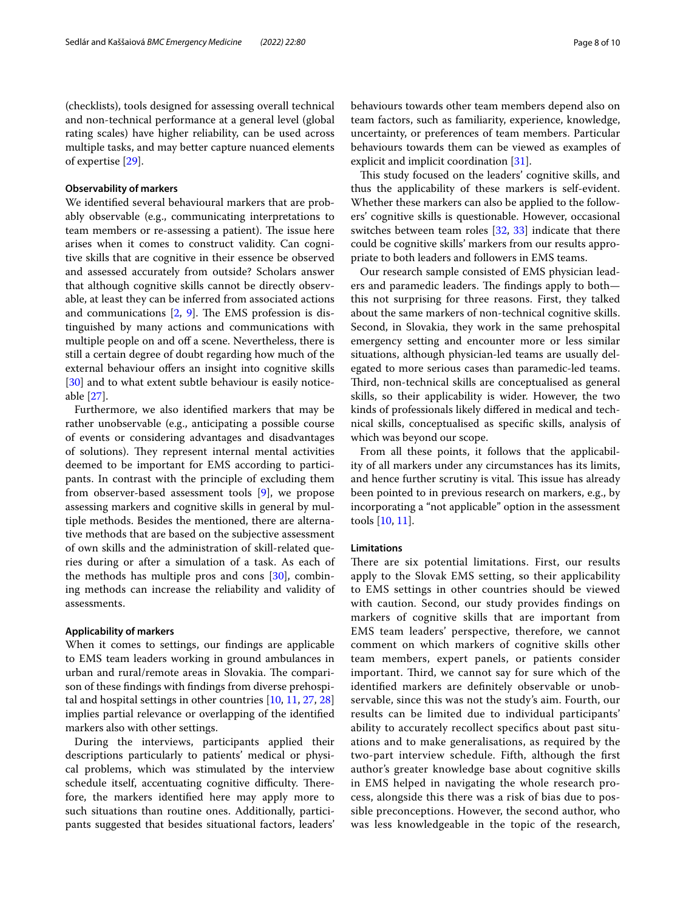(checklists), tools designed for assessing overall technical and non-technical performance at a general level (global rating scales) have higher reliability, can be used across multiple tasks, and may better capture nuanced elements of expertise [29].

#### Observability of markers

We identified several behavioural markers that are probably observable (e.g., communicating interpretations to team members or re-assessing a patient). The issue here arises when it comes to construct validity. Can cognitive skills that are cognitive in their essence be observed and assessed accurately from outside? Scholars answer that although cognitive skills cannot be directly observable, at least they can be inferred from associated actions and communications [2, 9]. The EMS profession is distinguished by many actions and communications with multiple people on and off a scene. Nevertheless, there is still a certain degree of doubt regarding how much of the external behaviour offers an insight into cognitive skills [30] and to what extent subtle behaviour is easily noticeable [27].

Furthermore, we also identified markers that may be rather unobservable (e.g., anticipating a possible course of events or considering advantages and disadvantages of solutions). They represent internal mental activities deemed to be important for EMS according to participants. In contrast with the principle of excluding them from observer-based assessment tools [9], we propose assessing markers and cognitive skills in general by multiple methods. Besides the mentioned, there are alternative methods that are based on the subjective assessment of own skills and the administration of skill-related queries during or after a simulation of a task. As each of the methods has multiple pros and cons [30], combining methods can increase the reliability and validity of assessments.

#### Applicability of markers

When it comes to settings, our findings are applicable to EMS team leaders working in ground ambulances in urban and rural/remote areas in Slovakia. The comparison of these findings with findings from diverse prehospital and hospital settings in other countries [10, 11, 27, 28] implies partial relevance or overlapping of the identified markers also with other settings.

During the interviews, participants applied their descriptions particularly to patients' medical or physical problems, which was stimulated by the interview schedule itself, accentuating cognitive difficulty. Therefore, the markers identified here may apply more to such situations than routine ones. Additionally, participants suggested that besides situational factors, leaders' behaviours towards other team members depend also on team factors, such as familiarity, experience, knowledge, uncertainty, or preferences of team members. Particular behaviours towards them can be viewed as examples of explicit and implicit coordination [31].

This study focused on the leaders' cognitive skills, and thus the applicability of these markers is self-evident. Whether these markers can also be applied to the followers' cognitive skills is questionable. However, occasional switches between team roles [32, 33] indicate that there could be cognitive skills' markers from our results appropriate to both leaders and followers in EMS teams.

Our research sample consisted of EMS physician leaders and paramedic leaders. The findings apply to both—this not surprising for three reasons. First, they talked about the same markers of non-technical cognitive skills. Second, in Slovakia, they work in the same prehospital emergency setting and encounter more or less similar situations, although physician-led teams are usually delegated to more serious cases than paramedic-led teams. Third, non-technical skills are conceptualised as general skills, so their applicability is wider. However, the two kinds of professionals likely differed in medical and technical skills, conceptualised as specific skills, analysis of which was beyond our scope.

From all these points, it follows that the applicability of all markers under any circumstances has its limits, and hence further scrutiny is vital. This issue has already been pointed to in previous research on markers, e.g., by incorporating a "not applicable" option in the assessment tools [10, 11].

#### Limitations

There are six potential limitations. First, our results apply to the Slovak EMS setting, so their applicability to EMS settings in other countries should be viewed with caution. Second, our study provides findings on markers of cognitive skills that are important from EMS team leaders' perspective, therefore, we cannot comment on which markers of cognitive skills other team members, expert panels, or patients consider important. Third, we cannot say for sure which of the identified markers are definitely observable or unobservable, since this was not the study's aim. Fourth, our results can be limited due to individual participants' ability to accurately recollect specifics about past situations and to make generalisations, as required by the two-part interview schedule. Fifth, although the first author's greater knowledge base about cognitive skills in EMS helped in navigating the whole research process, alongside this there was a risk of bias due to possible preconceptions. However, the second author, who was less knowledgeable in the topic of the research,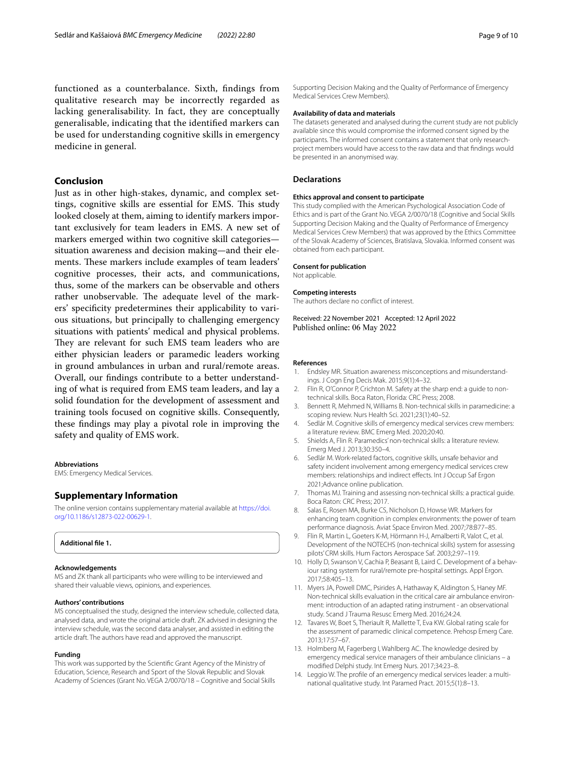functioned as a counterbalance. Sixth, findings from qualitative research may be incorrectly regarded as lacking generalisability. In fact, they are conceptually generalisable, indicating that the identified markers can be used for understanding cognitive skills in emergency medicine in general.

## Conclusion

Just as in other high-stakes, dynamic, and complex settings, cognitive skills are essential for EMS. This study looked closely at them, aiming to identify markers important exclusively for team leaders in EMS. A new set of markers emerged within two cognitive skill categories—situation awareness and decision making—and their elements. These markers include examples of team leaders' cognitive processes, their acts, and communications, thus, some of the markers can be observable and others rather unobservable. The adequate level of the markers' specificity predetermines their applicability to various situations, but principally to challenging emergency situations with patients' medical and physical problems. They are relevant for such EMS team leaders who are either physician leaders or paramedic leaders working in ground ambulances in urban and rural/remote areas. Overall, our findings contribute to a better understanding of what is required from EMS team leaders, and lay a solid foundation for the development of assessment and training tools focused on cognitive skills. Consequently, these findings may play a pivotal role in improving the safety and quality of EMS work.

#### Abbreviations

EMS: Emergency Medical Services.

## Supplementary Information

The online version contains supplementary material available at https://doi.org/10.1186/s12873-022-00629-1.

**Additional file 1.**

#### Acknowledgements

MS and ZK thank all participants who were willing to be interviewed and shared their valuable views, opinions, and experiences.

#### Authors' contributions

MS conceptualised the study, designed the interview schedule, collected data, analysed data, and wrote the original article draft. ZK advised in designing the interview schedule, was the second data analyser, and assisted in editing the article draft. The authors have read and approved the manuscript.

#### Funding

This work was supported by the Scientific Grant Agency of the Ministry of Education, Science, Research and Sport of the Slovak Republic and Slovak Academy of Sciences (Grant No. VEGA 2/0070/18 – Cognitive and Social Skills Supporting Decision Making and the Quality of Performance of Emergency Medical Services Crew Members).

#### Availability of data and materials

The datasets generated and analysed during the current study are not publicly available since this would compromise the informed consent signed by the participants. The informed consent contains a statement that only research-project members would have access to the raw data and that findings would be presented in an anonymised way.

## Declarations

#### Ethics approval and consent to participate

This study complied with the American Psychological Association Code of Ethics and is part of the Grant No. VEGA 2/0070/18 (Cognitive and Social Skills Supporting Decision Making and the Quality of Performance of Emergency Medical Services Crew Members) that was approved by the Ethics Committee of the Slovak Academy of Sciences, Bratislava, Slovakia. Informed consent was obtained from each participant.

#### Consent for publication

Not applicable.

#### Competing interests

The authors declare no conflict of interest.

Received: 22 November 2021 Accepted: 12 April 2022
Published online: 06 May 2022

#### References

1. Endsley MR. Situation awareness misconceptions and misunderstandings. J Cogn Eng Decis Mak. 2015;9(1):4–32.
2. Flin R, O'Connor P, Crichton M. Safety at the sharp end: a guide to non-technical skills. Boca Raton, Florida: CRC Press; 2008.
3. Bennett R, Mehmed N, Williams B. Non-technical skills in paramedicine: a scoping review. Nurs Health Sci. 2021;23(1):40–52.
4. Sedlár M. Cognitive skills of emergency medical services crew members: a literature review. BMC Emerg Med. 2020;20:40.
5. Shields A, Flin R. Paramedics' non-technical skills: a literature review. Emerg Med J. 2013;30:350–4.
6. Sedlár M. Work-related factors, cognitive skills, unsafe behavior and safety incident involvement among emergency medical services crew members: relationships and indirect effects. Int J Occup Saf Ergon 2021;Advance online publication.
7. Thomas MJ. Training and assessing non-technical skills: a practical guide. Boca Raton: CRC Press; 2017.
8. Salas E, Rosen MA, Burke CS, Nicholson D, Howse WR. Markers for enhancing team cognition in complex environments: the power of team performance diagnosis. Aviat Space Environ Med. 2007;78:B77–85.
9. Flin R, Martin L, Goeters K-M, Hörmann H-J, Amalberti R, Valot C, et al. Development of the NOTECHS (non-technical skills) system for assessing pilots' CRM skills. Hum Factors Aerospace Saf. 2003;2:97–119.
10. Holly D, Swanson V, Cachia P, Beasant B, Laird C. Development of a behaviour rating system for rural/remote pre-hospital settings. Appl Ergon. 2017;58:405–13.
11. Myers JA, Powell DMC, Psirides A, Hathaway K, Aldington S, Haney MF. Non-technical skills evaluation in the critical care air ambulance environment: introduction of an adapted rating instrument - an observational study. Scand J Trauma Resusc Emerg Med. 2016;24:24.
12. Tavares W, Boet S, Theriault R, Mallette T, Eva KW. Global rating scale for the assessment of paramedic clinical competence. Prehosp Emerg Care. 2013;17:57–67.
13. Holmberg M, Fagerberg I, Wahlberg AC. The knowledge desired by emergency medical service managers of their ambulance clinicians – a modified Delphi study. Int Emerg Nurs. 2017;34:23–8.
14. Leggio W. The profile of an emergency medical services leader: a multinational qualitative study. Int Paramed Pract. 2015;5(1):8–13.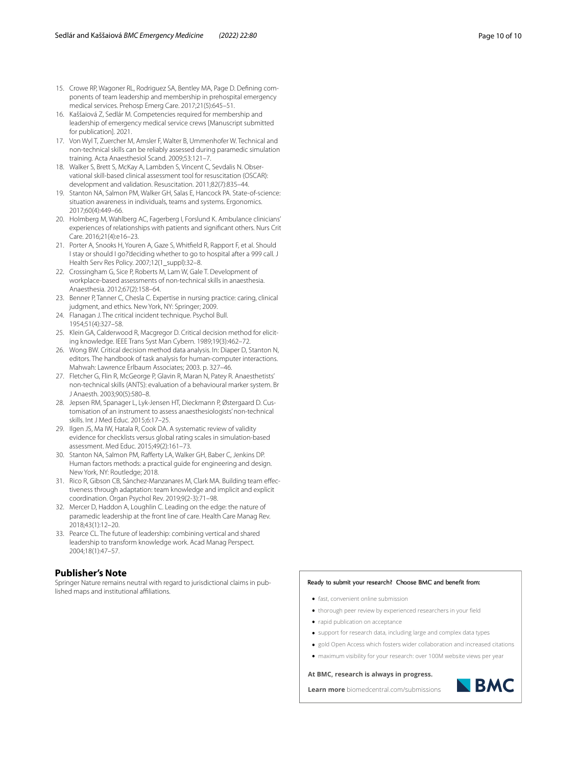15. Crowe RP, Wagoner RL, Rodriguez SA, Bentley MA, Page D. Defining components of team leadership and membership in prehospital emergency medical services. Prehosp Emerg Care. 2017;21(5):645–51.
16. Kaššaiová Z, Sedlár M. Competencies required for membership and leadership of emergency medical service crews [Manuscript submitted for publication]. 2021.
17. Von Wyl T, Zuercher M, Amsler F, Walter B, Ummenhofer W. Technical and non-technical skills can be reliably assessed during paramedic simulation training. Acta Anaesthesiol Scand. 2009;53:121–7.
18. Walker S, Brett S, McKay A, Lambden S, Vincent C, Sevdalis N. Observational skill-based clinical assessment tool for resuscitation (OSCAR): development and validation. Resuscitation. 2011;82(7):835–44.
19. Stanton NA, Salmon PM, Walker GH, Salas E, Hancock PA. State-of-science: situation awareness in individuals, teams and systems. Ergonomics. 2017;60(4):449–66.
20. Holmberg M, Wahlberg AC, Fagerberg I, Forslund K. Ambulance clinicians' experiences of relationships with patients and significant others. Nurs Crit Care. 2016;21(4):e16–23.
21. Porter A, Snooks H, Youren A, Gaze S, Whitfield R, Rapport F, et al. Should I stay or should I go?'deciding whether to go to hospital after a 999 call. J Health Serv Res Policy. 2007;12(1_suppl):32–8.
22. Crossingham G, Sice P, Roberts M, Lam W, Gale T. Development of workplace-based assessments of non-technical skills in anaesthesia. Anaesthesia. 2012;67(2):158–64.
23. Benner P, Tanner C, Chesla C. Expertise in nursing practice: caring, clinical judgment, and ethics. New York, NY: Springer; 2009.
24. Flanagan J. The critical incident technique. Psychol Bull. 1954;51(4):327–58.
25. Klein GA, Calderwood R, Macgregor D. Critical decision method for eliciting knowledge. IEEE Trans Syst Man Cybern. 1989;19(3):462–72.
26. Wong BW. Critical decision method data analysis. In: Diaper D, Stanton N, editors. The handbook of task analysis for human-computer interactions. Mahwah: Lawrence Erlbaum Associates; 2003. p. 327–46.
27. Fletcher G, Flin R, McGeorge P, Glavin R, Maran N, Patey R. Anaesthetists' non-technical skills (ANTS): evaluation of a behavioural marker system. Br J Anaesth. 2003;90(5):580–8.
28. Jepsen RM, Spanager L, Lyk-Jensen HT, Dieckmann P, Østergaard D. Customisation of an instrument to assess anaesthesiologists' non-technical skills. Int J Med Educ. 2015;6:17–25.
29. Ilgen JS, Ma IW, Hatala R, Cook DA. A systematic review of validity evidence for checklists versus global rating scales in simulation-based assessment. Med Educ. 2015;49(2):161–73.
30. Stanton NA, Salmon PM, Rafferty LA, Walker GH, Baber C, Jenkins DP. Human factors methods: a practical guide for engineering and design. New York, NY: Routledge; 2018.
31. Rico R, Gibson CB, Sánchez-Manzanares M, Clark MA. Building team effectiveness through adaptation: team knowledge and implicit and explicit coordination. Organ Psychol Rev. 2019;9(2-3):71–98.
32. Mercer D, Haddon A, Loughlin C. Leading on the edge: the nature of paramedic leadership at the front line of care. Health Care Manag Rev. 2018;43(1):12–20.
33. Pearce CL. The future of leadership: combining vertical and shared leadership to transform knowledge work. Acad Manag Perspect. 2004;18(1):47–57.

## Publisher's Note

Springer Nature remains neutral with regard to jurisdictional claims in published maps and institutional affiliations.

Ready to submit your research? Choose BMC and benefit from:

- fast, convenient online submission
- thorough peer review by experienced researchers in your field
- rapid publication on acceptance
- support for research data, including large and complex data types
- gold Open Access which fosters wider collaboration and increased citations
- maximum visibility for your research: over 100M website views per year

**At BMC, research is always in progress.**

**Learn more** biomedcentral.com/submissions

BMC